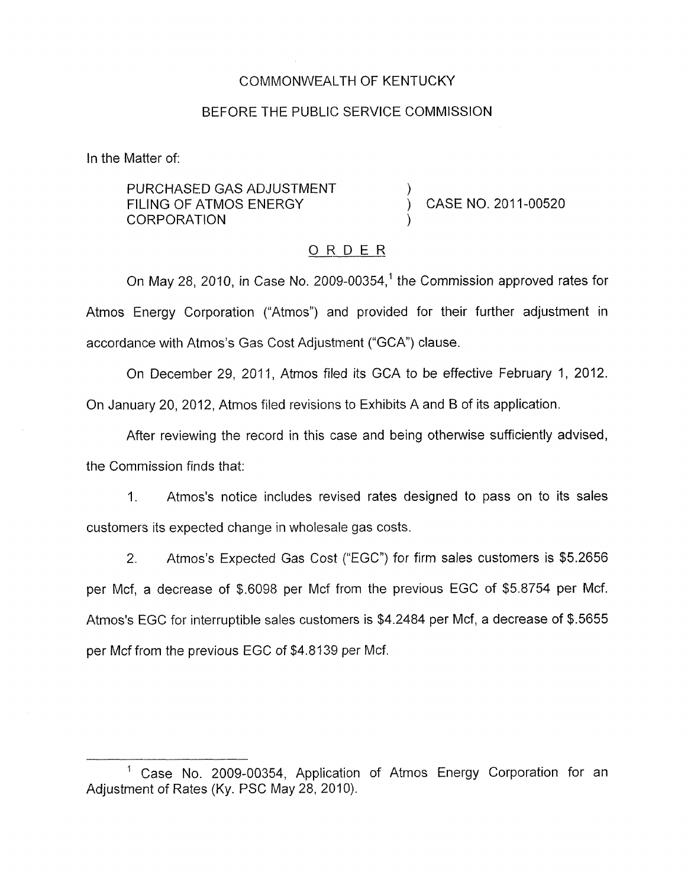COMMONWEALTH OF KENTUCKY

BEFORE THE PUBLIC SERVICE COMMISSION

In the Matter of:

PURCHASED GAS ADJUSTMENT FILING OF ATMOS ENERGY CORPORATION ) CASE NO. 2011-00520

## ORDER

On May 28, 2010, in Case No. 2009-00354,[1] the Commission approved rates for Atmos Energy Corporation ("Atmos") and provided for their further adjustment in accordance with Atmos's Gas Cost Adjustment ("GCA") clause.

On December 29, 2011, Atmos filed its GCA to be effective February 1, 2012. On January 20, 2012, Atmos filed revisions to Exhibits A and B of its application.

After reviewing the record in this case and being otherwise sufficiently advised, the Commission finds that:

1. Atmos's notice includes revised rates designed to pass on to its sales customers its expected change in wholesale gas costs.

2. Atmos's Expected Gas Cost ("EGC") for firm sales customers is $5.2656 per Mcf, a decrease of $.6098 per Mcf from the previous EGC of $5.8754 per Mcf. Atmos's EGC for interruptible sales customers is $4.2484 per Mcf, a decrease of $.5655 per Mcf from the previous EGC of $4.8139 per Mcf.

---

[1] Case No. 2009-00354, Application of Atmos Energy Corporation for an Adjustment of Rates (Ky. PSC May 28, 2010).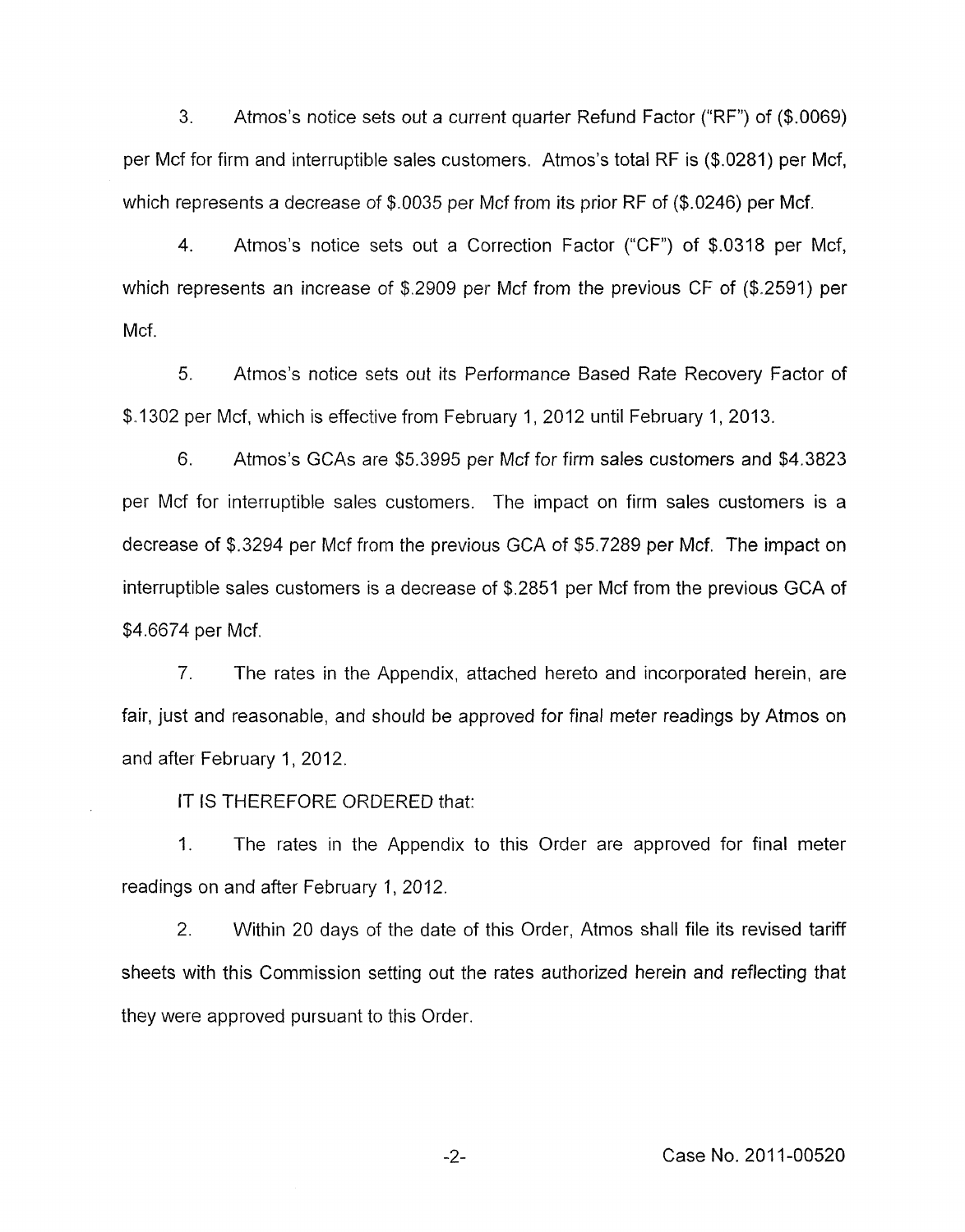3. Atmos's notice sets out a current quarter Refund Factor ("RF") of ($.0069) per Mcf for firm and interruptible sales customers. Atmos's total RF is ($.0281) per Mcf, which represents a decrease of $.0035 per Mcf from its prior RF of ($.0246) per Mcf.

4. Atmos's notice sets out a Correction Factor ("CF") of $.0318 per Mcf, which represents an increase of $.2909 per Mcf from the previous CF of ($.2591) per Mcf.

5. Atmos's notice sets out its Performance Based Rate Recovery Factor of $.1302 per Mcf, which is effective from February 1, 2012 until February 1, 2013.

6. Atmos's GCAs are $5.3995 per Mcf for firm sales customers and $4.3823 per Mcf for interruptible sales customers. The impact on firm sales customers is a decrease of $.3294 per Mcf from the previous GCA of $5.7289 per Mcf. The impact on interruptible sales customers is a decrease of $.2851 per Mcf from the previous GCA of $4.6674 per Mcf.

7. The rates in the Appendix, attached hereto and incorporated herein, are fair, just and reasonable, and should be approved for final meter readings by Atmos on and after February 1, 2012.

IT IS THEREFORE ORDERED that:

1. The rates in the Appendix to this Order are approved for final meter readings on and after February 1, 2012.

2. Within 20 days of the date of this Order, Atmos shall file its revised tariff sheets with this Commission setting out the rates authorized herein and reflecting that they were approved pursuant to this Order.

Case No. 2011-00520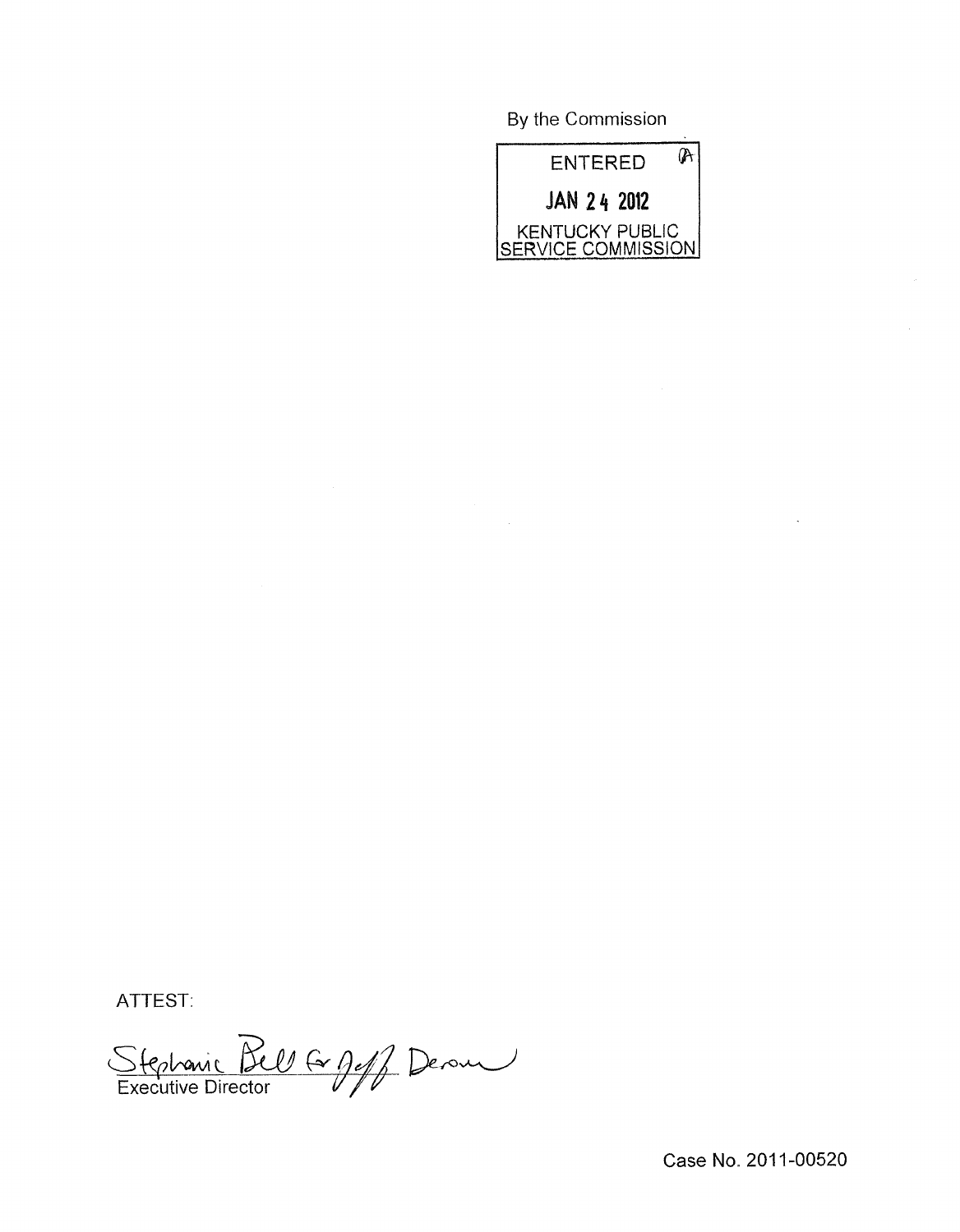By the Commission

ENTERED

JAN 24 2012

KENTUCKY PUBLIC SERVICE COMMISSION

ATTEST:

Stephanie Bell for Jeff Derouen

Executive Director

Case No. 2011-00520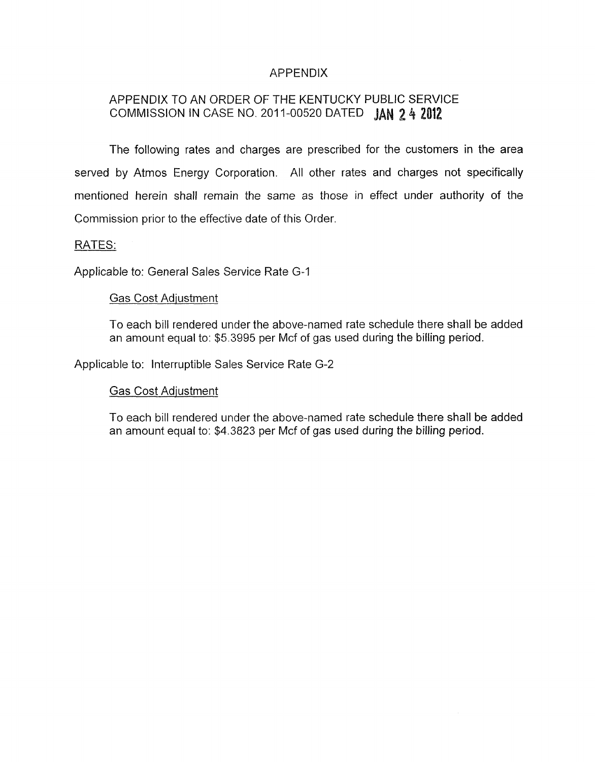# APPENDIX

## APPENDIX TO AN ORDER OF THE KENTUCKY PUBLIC SERVICE COMMISSION IN CASE NO. 2011-00520 DATED JAN 24 2012

The following rates and charges are prescribed for the customers in the area served by Atmos Energy Corporation. All other rates and charges not specifically mentioned herein shall remain the same as those in effect under authority of the Commission prior to the effective date of this Order.

RATES:

Applicable to: General Sales Service Rate G-1

Gas Cost Adjustment

To each bill rendered under the above-named rate schedule there shall be added an amount equal to: $5.3995 per Mcf of gas used during the billing period.

Applicable to: Interruptible Sales Service Rate G-2

Gas Cost Adjustment

To each bill rendered under the above-named rate schedule there shall be added an amount equal to: $4.3823 per Mcf of gas used during the billing period.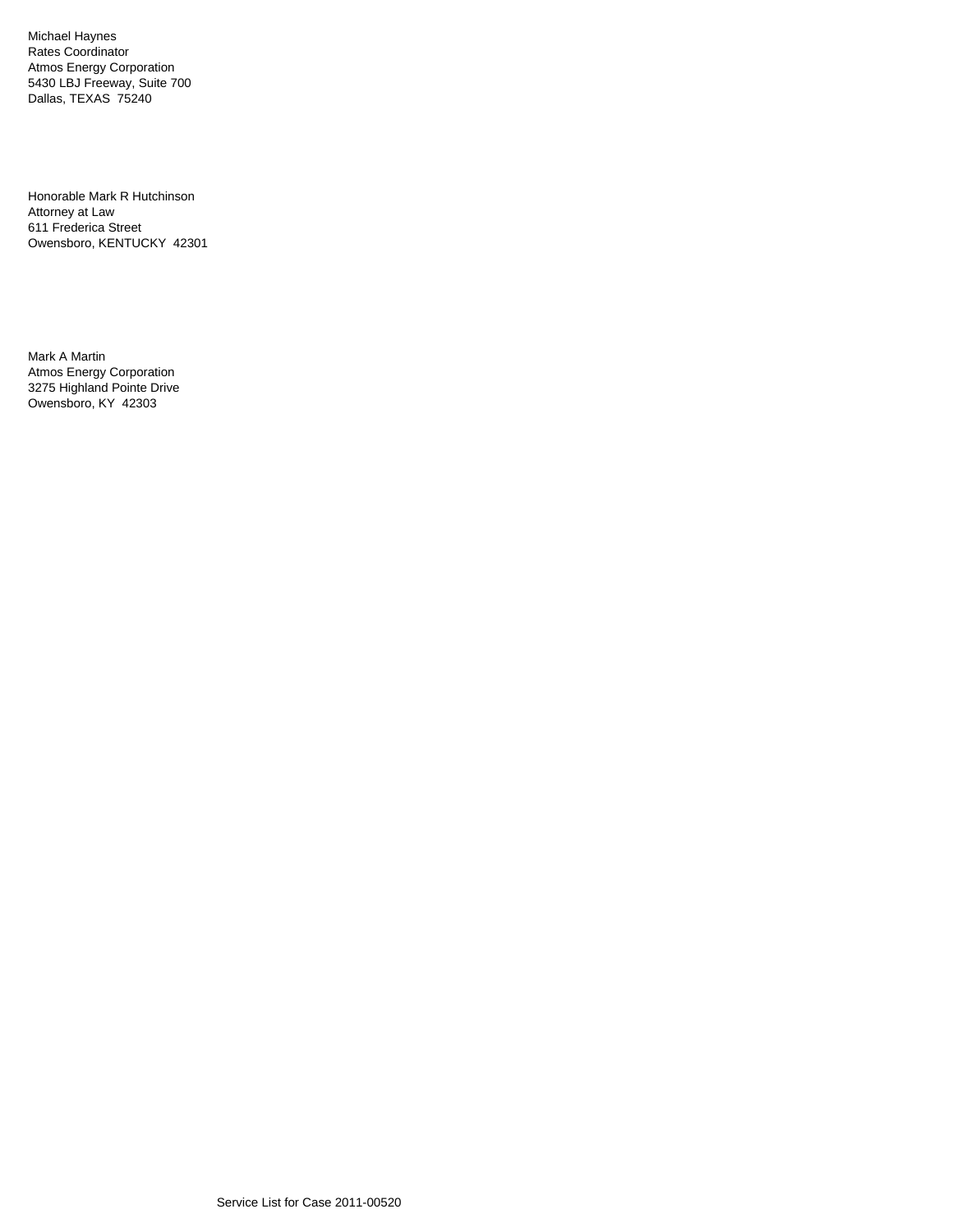Michael Haynes
Rates Coordinator
Atmos Energy Corporation
5430 LBJ Freeway, Suite 700
Dallas, TEXAS 75240

Honorable Mark R Hutchinson
Attorney at Law
611 Frederica Street
Owensboro, KENTUCKY 42301

Mark A Martin
Atmos Energy Corporation
3275 Highland Pointe Drive
Owensboro, KY 42303

Service List for Case 2011-00520